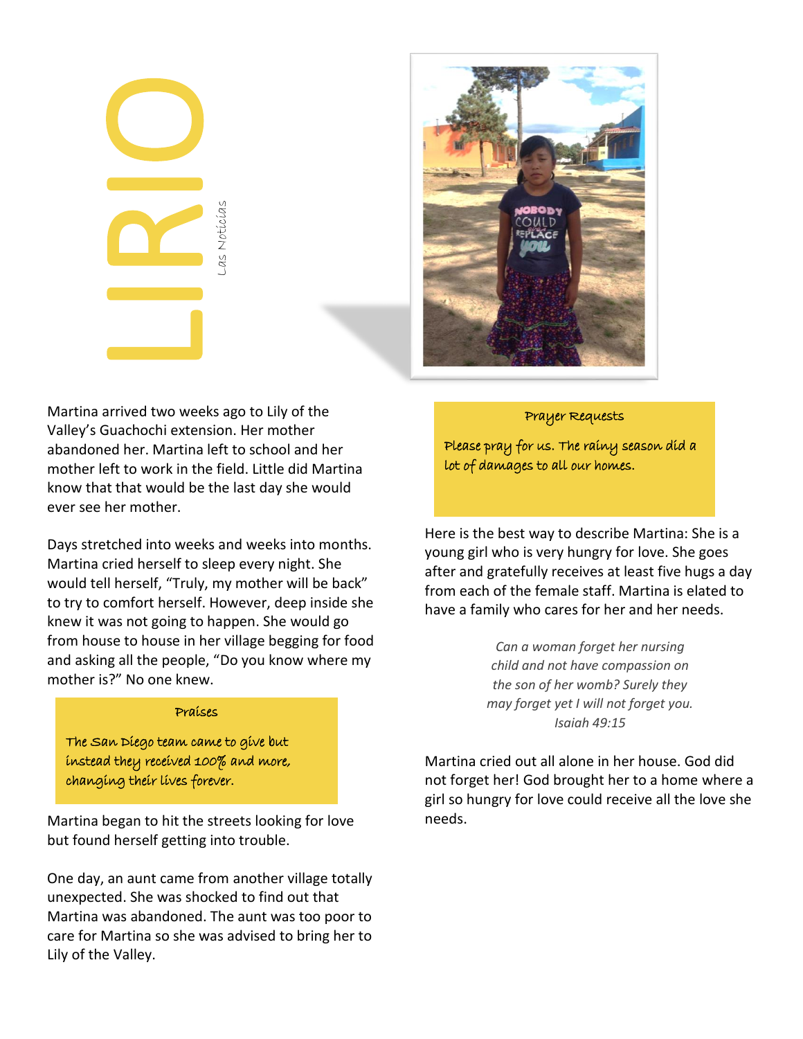# LIRIO

Las Noticias

Martina arrived two weeks ago to Lily of the Valley's Guachochi extension. Her mother abandoned her. Martina left to school and her mother left to work in the field. Little did Martina know that that would be the last day she would ever see her mother.

Days stretched into weeks and weeks into months. Martina cried herself to sleep every night. She would tell herself, "Truly, my mother will be back" to try to comfort herself. However, deep inside she knew it was not going to happen. She would go from house to house in her village begging for food and asking all the people, "Do you know where my mother is?" No one knew.

> **Praises**
>
> The San Diego team came to give but instead they received 100% and more, changing their lives forever.

Martina began to hit the streets looking for love but found herself getting into trouble.

One day, an aunt came from another village totally unexpected. She was shocked to find out that Martina was abandoned. The aunt was too poor to care for Martina so she was advised to bring her to Lily of the Valley.

> **Prayer Requests**
>
> Please pray for us. The rainy season did a lot of damages to all our homes.

Here is the best way to describe Martina: She is a young girl who is very hungry for love. She goes after and gratefully receives at least five hugs a day from each of the female staff. Martina is elated to have a family who cares for her and her needs.

*Can a woman forget her nursing child and not have compassion on the son of her womb? Surely they may forget yet I will not forget you. Isaiah 49:15*

Martina cried out all alone in her house. God did not forget her! God brought her to a home where a girl so hungry for love could receive all the love she needs.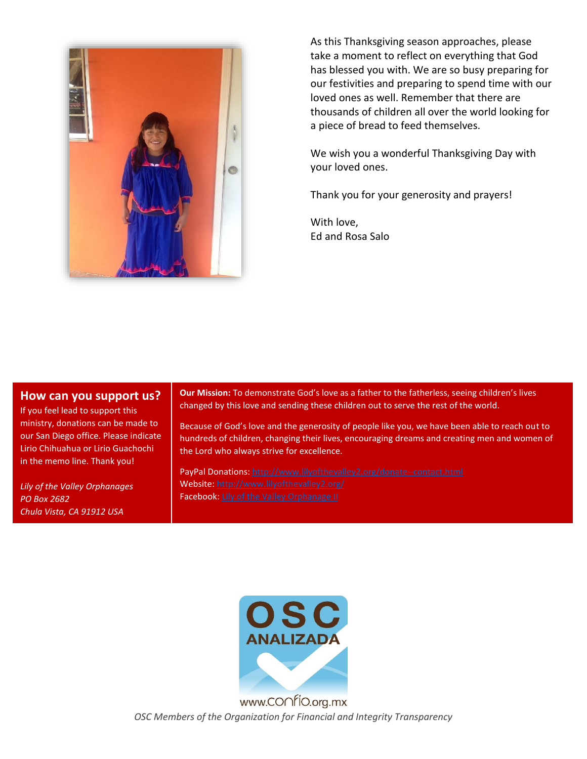As this Thanksgiving season approaches, please take a moment to reflect on everything that God has blessed you with. We are so busy preparing for our festivities and preparing to spend time with our loved ones as well. Remember that there are thousands of children all over the world looking for a piece of bread to feed themselves.

We wish you a wonderful Thanksgiving Day with your loved ones.

Thank you for your generosity and prayers!

With love,
Ed and Rosa Salo

## How can you support us?

If you feel lead to support this ministry, donations can be made to our San Diego office. Please indicate Lirio Chihuahua or Lirio Guachochi in the memo line. Thank you!

*Lily of the Valley Orphanages*
*PO Box 2682*
*Chula Vista, CA 91912 USA*

**Our Mission:** To demonstrate God's love as a father to the fatherless, seeing children's lives changed by this love and sending these children out to serve the rest of the world.

Because of God's love and the generosity of people like you, we have been able to reach out to hundreds of children, changing their lives, encouraging dreams and creating men and women of the Lord who always strive for excellence.

PayPal Donations: http://www.lilyofthevalley2.org/donate--contact.html
Website: http://www.lilyofthevalley2.org/
Facebook: Lily of the Valley Orphanage II

OSC ANALIZADA
www.confio.org.mx

*OSC Members of the Organization for Financial and Integrity Transparency*